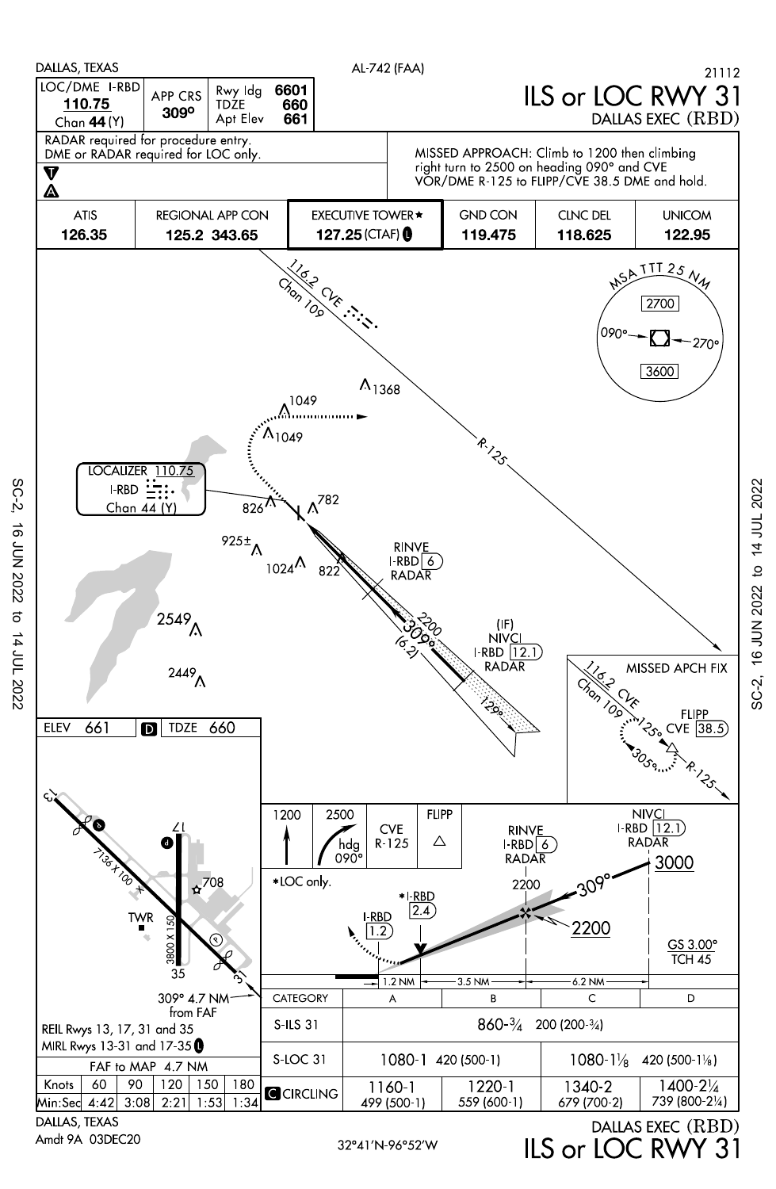DALLAS, TEXAS — AL-742 (FAA) — 21112

# ILS or LOC RWY 31
## DALLAS EXEC (RBD)

| LOC/DME I-RBD | APP CRS | Rwy ldg | 6601 |
|---|---|---|---|
| **110.75** | **309°** | TDZE | 660 |
| Chan **44** (Y) | | Apt Elev | 661 |

RADAR required for procedure entry.
DME or RADAR required for LOC only.

MISSED APPROACH: Climb to 1200 then climbing right turn to 2500 on heading 090° and CVE VOR/DME R-125 to FLIPP/CVE 38.5 DME and hold.

| ATIS | REGIONAL APP CON | EXECUTIVE TOWER★ | GND CON | CLNC DEL | UNICOM |
|---|---|---|---|---|---|
| **126.35** | **125.2 343.65** | **127.25** (CTAF) | **119.475** | **118.625** | **122.95** |

116.2 CVE Chan 109

MSA TTT 25 NM: 090°–270° 2700; 270°–090° 3600

LOCALIZER 110.75 I-RBD Chan 44 (Y)

RINVE I-RBD 6 RADAR

(IF) NIVCI I-RBD 12.1 RADAR

2200 309° (6.2) 129°

R-125

MISSED APCH FIX: 116.2 CVE Chan 109, FLIPP CVE 38.5, 125°, 305°, R-125

Obstacles: 1368, 1049, 1049, 826, 782, 925±, 1024, 822, 2549, 2449

ELEV 661 — TDZE 660

Runways: 13-31 7136 X 100; 17-35 3800 X 150; 708; TWR

309° 4.7 NM from FAF

REIL Rwys 13, 17, 31 and 35
MIRL Rwys 13-31 and 17-35

| FAF to MAP 4.7 NM | | | | | |
|---|---|---|---|---|---|
| Knots | 60 | 90 | 120 | 150 | 180 |
| Min:Sec | 4:42 | 3:08 | 2:21 | 1:53 | 1:34 |

Missed approach: 1200 ↑ — 2500 hdg 090° — CVE R-125 — FLIPP △

*LOC only.

Profile: NIVCI I-RBD 12.1 RADAR 3000; RINVE I-RBD 6 RADAR 2200; 309°; 2200; *I-RBD 2.4; I-RBD 1.2; GS 3.00° TCH 45; 1.2 NM — 3.5 NM — 6.2 NM

| CATEGORY | A | B | C | D |
|---|---|---|---|---|
| S-ILS 31 | 860-¾ 200 (200-¾) | | | |
| S-LOC 31 | 1080-1 420 (500-1) | | 1080-1⅛ 420 (500-1⅛) | |
| CIRCLING | 1160-1 499 (500-1) | 1220-1 559 (600-1) | 1340-2 679 (700-2) | 1400-2¼ 739 (800-2¼) |

DALLAS, TEXAS
Amdt 9A 03DEC20

32°41'N-96°52'W

DALLAS EXEC (RBD)
ILS or LOC RWY 31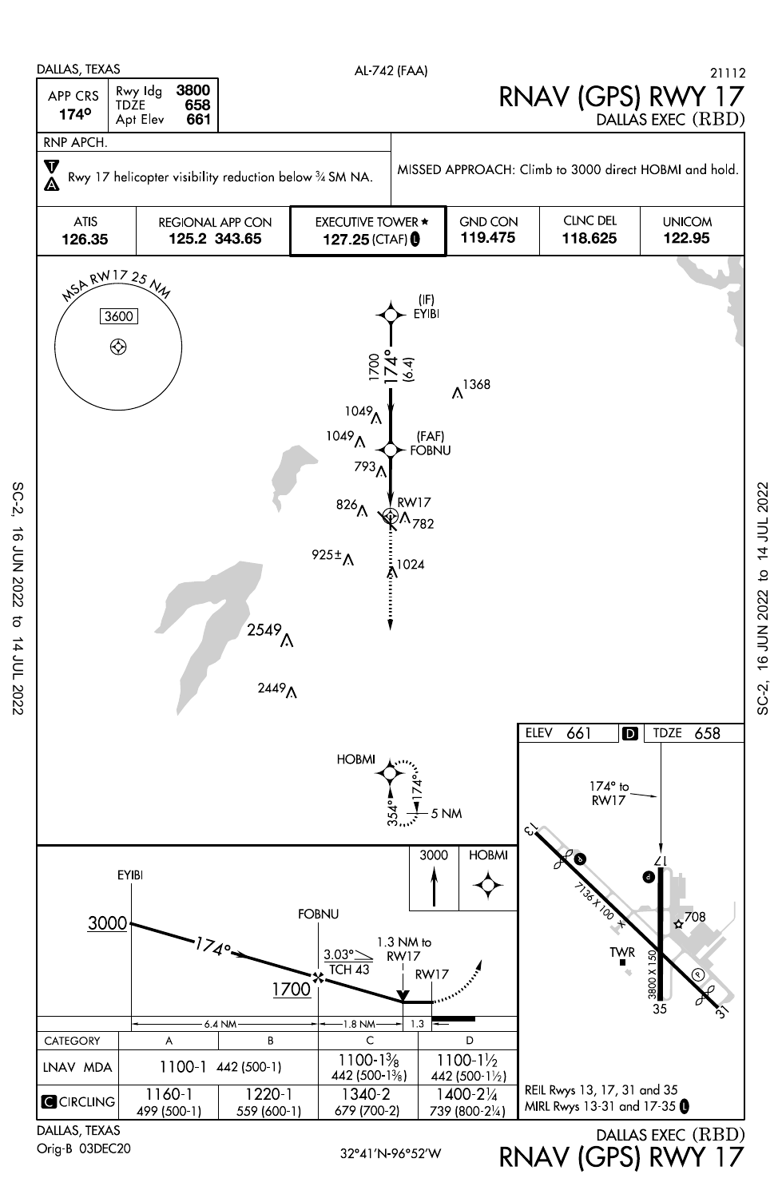DALLAS, TEXAS

AL-742 (FAA)

21112

# RNAV (GPS) RWY 17

DALLAS EXEC (RBD)

| APP CRS | Rwy ldg | 3800 |
|---|---|---|
| 174° | TDZE | 658 |
| | Apt Elev | 661 |

RNP APCH.

Rwy 17 helicopter visibility reduction below ¾ SM NA.

MISSED APPROACH: Climb to 3000 direct HOBMI and hold.

| ATIS | REGIONAL APP CON | EXECUTIVE TOWER ★ | GND CON | CLNC DEL | UNICOM |
|---|---|---|---|---|---|
| 126.35 | 125.2 343.65 | 127.25 (CTAF) L | 119.475 | 118.625 | 122.95 |

MSA RW17 25 NM 3600

(IF) EYIBI

1700 174° (6.4)

(FAF) FOBNU

RW17

HOBMI 174° 354° 5 NM

1368 1049 1049 793 826 782 925± 1024 2549 2449

ELEV 661 D TDZE 658

174° to RW17

7136 X 100

3800 X 150

TWR

708

3000 HOBMI

EYIBI 3000 174° FOBNU 1700

3.03° TCH 43

1.3 NM to RW17

RW17

6.4 NM — 1.8 NM — 1.3

| CATEGORY | A | B | C | D |
|---|---|---|---|---|
| LNAV MDA | 1100-1 442 (500-1) | | 1100-1⅜ 442 (500-1⅜) | 1100-1½ 442 (500-1½) |
| CIRCLING | 1160-1 499 (500-1) | 1220-1 559 (600-1) | 1340-2 679 (700-2) | 1400-2¼ 739 (800-2¼) |

REIL Rwys 13, 17, 31 and 35

MIRL Rwys 13-31 and 17-35 L

DALLAS, TEXAS

Orig-B 03DEC20

32°41′N-96°52′W

DALLAS EXEC (RBD)

RNAV (GPS) RWY 17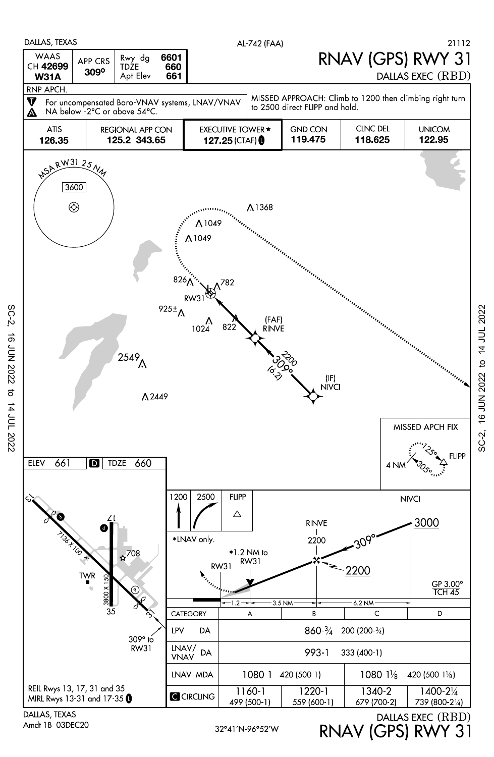DALLAS, TEXAS

AL-742 (FAA)

21112

# RNAV (GPS) RWY 31

DALLAS EXEC (RBD)

| WAAS CH 42699 W31A | APP CRS 309° | Rwy ldg 6601 | TDZE 660 | Apt Elev 661 |
|---|---|---|---|---|

RNP APCH.

For uncompensated Baro-VNAV systems, LNAV/VNAV NA below -2°C or above 54°C.

MISSED APPROACH: Climb to 1200 then climbing right turn to 2500 direct FLIPP and hold.

| ATIS | REGIONAL APP CON | EXECUTIVE TOWER ★ | GND CON | CLNC DEL | UNICOM |
|---|---|---|---|---|---|
| 126.35 | 125.2 343.65 | 127.25 (CTAF) | 119.475 | 118.625 | 122.95 |

MSA RW31 25 NM: 3600

RW31, (FAF) RINVE, (IF) NIVCI, 2200, 309° (6.2)

Obstacles: 1368, 1049, 1049, 826, 782, 925±, 1024, 822, 2549, 2449

MISSED APCH FIX: FLIPP, 125°, 305°, 4 NM

ELEV 661 | TDZE 660

7136 X 100; 3800 X 150; 708; TWR; 309° to RW31

Missed approach: 1200, 2500, FLIPP

*LNAV only.

*1.2 NM to RW31

NIVCI 3000; RINVE 2200; 309°; 2200

GP 3.00° TCH 45

RW31 — 1.2 — 3.5 NM — 6.2 NM

| CATEGORY | A | B | C | D |
|---|---|---|---|---|
| LPV DA | 860-¾ 200 (200-¾) | | | |
| LNAV/VNAV DA | 993-1 333 (400-1) | | | |
| LNAV MDA | 1080-1 420 (500-1) | | 1080-1⅛ 420 (500-1⅛) | |
| CIRCLING | 1160-1 499 (500-1) | 1220-1 559 (600-1) | 1340-2 679 (700-2) | 1400-2¼ 739 (800-2¼) |

REIL Rwys 13, 17, 31 and 35
MIRL Rwys 13-31 and 17-35

DALLAS, TEXAS
Amdt 1B 03DEC20

32°41'N-96°52'W

DALLAS EXEC (RBD)
RNAV (GPS) RWY 31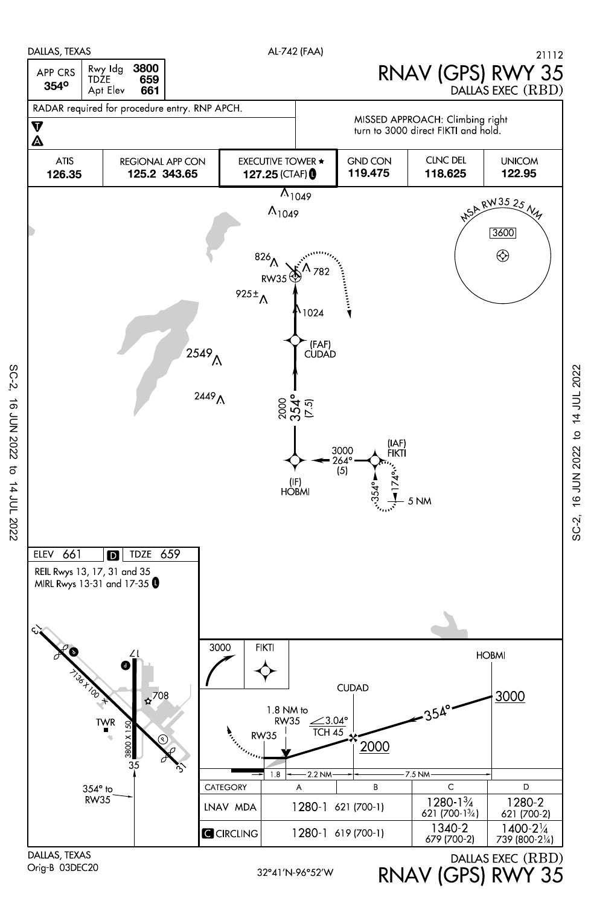DALLAS, TEXAS — AL-742 (FAA) — 21112

# RNAV (GPS) RWY 35
## DALLAS EXEC (RBD)

| APP CRS | Rwy ldg | 3800 |
|---|---|---|
| 354° | TDZE | 659 |
| | Apt Elev | 661 |

RADAR required for procedure entry. RNP APCH.

MISSED APPROACH: Climbing right turn to 3000 direct FIKTI and hold.

| ATIS | REGIONAL APP CON | EXECUTIVE TOWER ★ | GND CON | CLNC DEL | UNICOM |
|---|---|---|---|---|---|
| 126.35 | 125.2 343.65 | 127.25 (CTAF) L | 119.475 | 118.625 | 122.95 |

MSA RW35 25 NM: 3600

Plan view: 1049, 1049, 826, 782, RW35, 925±, 1024, (FAF) CUDAD, 2549, 2449, 2000 354° (7.5), (IAF) FIKTI, 3000 264° (5), (IF) HOBMI, 354°, 174°, 5 NM

ELEV 661 | D | TDZE 659

REIL Rwys 13, 17, 31 and 35
MIRL Rwys 13-31 and 17-35 L

Airport diagram: 13, 17, 31, 35, 7136 X 100, 3800 X 150, 708, TWR, 354° to RW35

Profile view: 3000, FIKTI, HOBMI, 3000, CUDAD, 354°, 1.8 NM to RW35, 3.04°, TCH 45, RW35, 2000, 1.8, 2.2 NM, 7.5 NM

| CATEGORY | A | B | C | D |
|---|---|---|---|---|
| LNAV MDA | 1280-1 621 (700-1) | | 1280-1¾ 621 (700-1¾) | 1280-2 621 (700-2) |
| C CIRCLING | 1280-1 619 (700-1) | | 1340-2 679 (700-2) | 1400-2¼ 739 (800-2¼) |

SC-2, 16 JUN 2022 to 14 JUL 2022

DALLAS, TEXAS
Orig-B 03DEC20

32°41'N-96°52'W

DALLAS EXEC (RBD)
RNAV (GPS) RWY 35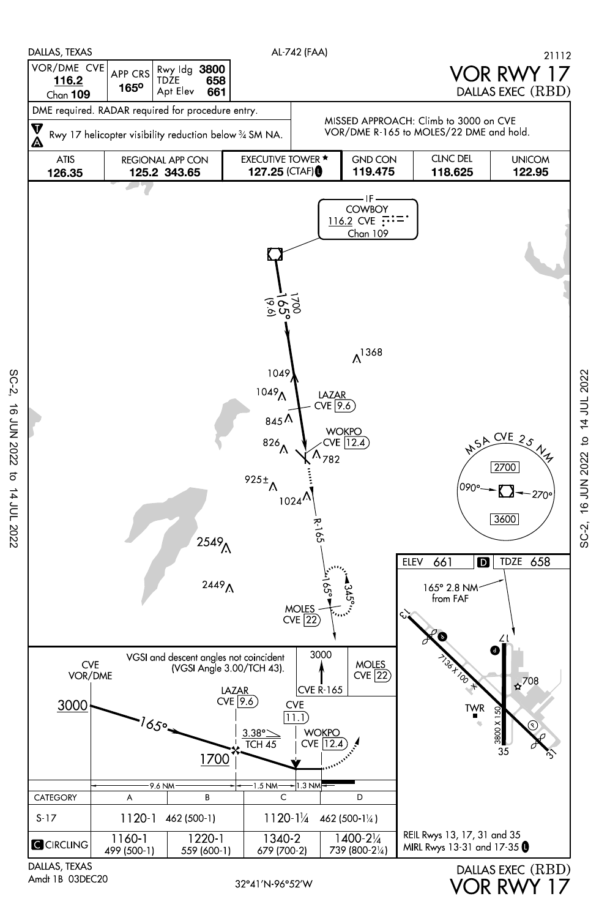DALLAS, TEXAS

AL-742 (FAA)

21112

# VOR RWY 17
## DALLAS EXEC (RBD)

| VOR/DME CVE | APP CRS | Rwy ldg 3800 |
|---|---|---|
| **116.2** Chan **109** | **165°** | TDZE **658** / Apt Elev **661** |

DME required. RADAR required for procedure entry.

Rwy 17 helicopter visibility reduction below ¾ SM NA.

MISSED APPROACH: Climb to 3000 on CVE VOR/DME R-165 to MOLES/22 DME and hold.

| ATIS | REGIONAL APP CON | EXECUTIVE TOWER ★ | GND CON | CLNC DEL | UNICOM |
|---|---|---|---|---|---|
| **126.35** | **125.2 343.65** | **127.25** (CTAF) | **119.475** | **118.625** | **122.95** |

IF
COWBOY
116.2 CVE
Chan 109

1700
165°
(9.6)

1368
1049
1049
LAZAR
CVE 9.6
845
WOKPO
CVE 12.4
826
782
925±
1024
R-165
2549
2449
165°
345°
MOLES
CVE 22

MSA CVE 25 NM
2700
090°
270°
3600

ELEV 661
TDZE 658
165° 2.8 NM from FAF
13
17
7136 X 100
708
TWR
3800 X 150
35
31

VGSI and descent angles not coincident (VGSI Angle 3.00/TCH 43).

CVE VOR/DME
3000
165°
LAZAR CVE 9.6
1700
3.38°
TCH 45
CVE 11.1
WOKPO CVE 12.4
3000
CVE R-165
MOLES CVE 22

9.6 NM
1.5 NM
1.3 NM

| CATEGORY | A | B | C | D |
|---|---|---|---|---|
| S-17 | 1120-1 462 (500-1) | | 1120-1¼ 462 (500-1¼) | |
| CIRCLING | 1160-1 499 (500-1) | 1220-1 559 (600-1) | 1340-2 679 (700-2) | 1400-2¼ 739 (800-2¼) |

REIL Rwys 13, 17, 31 and 35
MIRL Rwys 13-31 and 17-35

DALLAS, TEXAS
Amdt 1B 03DEC20

32°41′N-96°52′W

DALLAS EXEC (RBD)
VOR RWY 17